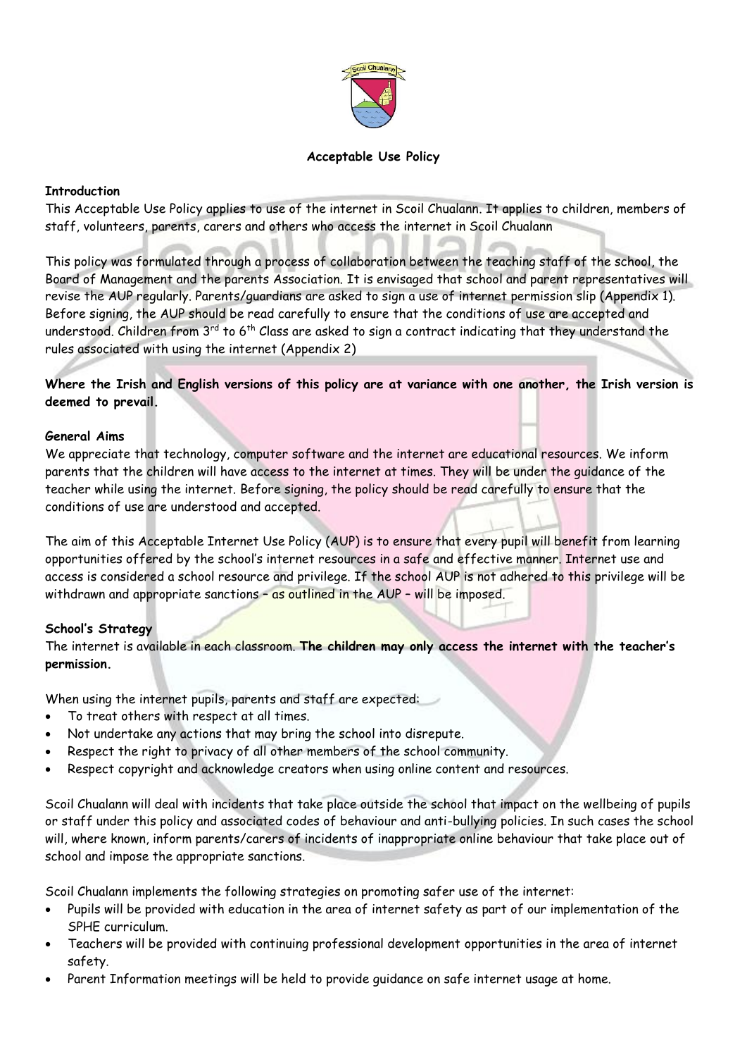**Acceptable Use Policy**

**Introduction**

This Acceptable Use Policy applies to use of the internet in Scoil Chualann. It applies to children, members of staff, volunteers, parents, carers and others who access the internet in Scoil Chualann

This policy was formulated through a process of collaboration between the teaching staff of the school, the Board of Management and the parents Association. It is envisaged that school and parent representatives will revise the AUP regularly. Parents/guardians are asked to sign a use of internet permission slip (Appendix 1). Before signing, the AUP should be read carefully to ensure that the conditions of use are accepted and understood. Children from 3rd to 6th Class are asked to sign a contract indicating that they understand the rules associated with using the internet (Appendix 2)

**Where the Irish and English versions of this policy are at variance with one another, the Irish version is deemed to prevail.**

**General Aims**

We appreciate that technology, computer software and the internet are educational resources. We inform parents that the children will have access to the internet at times. They will be under the guidance of the teacher while using the internet. Before signing, the policy should be read carefully to ensure that the conditions of use are understood and accepted.

The aim of this Acceptable Internet Use Policy (AUP) is to ensure that every pupil will benefit from learning opportunities offered by the school's internet resources in a safe and effective manner. Internet use and access is considered a school resource and privilege. If the school AUP is not adhered to this privilege will be withdrawn and appropriate sanctions – as outlined in the AUP – will be imposed.

**School's Strategy**

The internet is available in each classroom. **The children may only access the internet with the teacher's permission.**

When using the internet pupils, parents and staff are expected:

- To treat others with respect at all times.
- Not undertake any actions that may bring the school into disrepute.
- Respect the right to privacy of all other members of the school community.
- Respect copyright and acknowledge creators when using online content and resources.

Scoil Chualann will deal with incidents that take place outside the school that impact on the wellbeing of pupils or staff under this policy and associated codes of behaviour and anti-bullying policies. In such cases the school will, where known, inform parents/carers of incidents of inappropriate online behaviour that take place out of school and impose the appropriate sanctions.

Scoil Chualann implements the following strategies on promoting safer use of the internet:

- Pupils will be provided with education in the area of internet safety as part of our implementation of the SPHE curriculum.
- Teachers will be provided with continuing professional development opportunities in the area of internet safety.
- Parent Information meetings will be held to provide guidance on safe internet usage at home.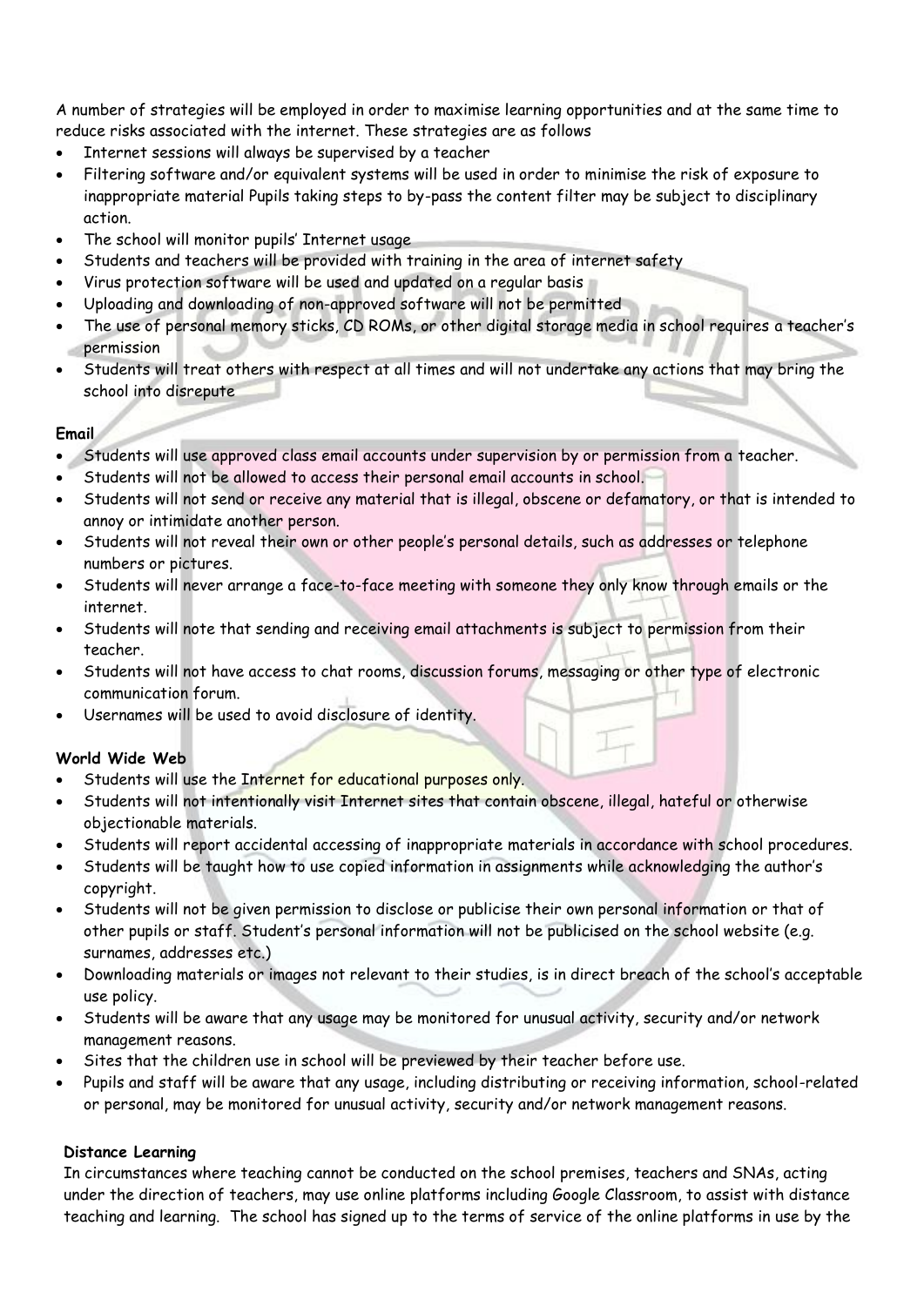A number of strategies will be employed in order to maximise learning opportunities and at the same time to reduce risks associated with the internet. These strategies are as follows

- Internet sessions will always be supervised by a teacher
- Filtering software and/or equivalent systems will be used in order to minimise the risk of exposure to inappropriate material Pupils taking steps to by-pass the content filter may be subject to disciplinary action.
- The school will monitor pupils' Internet usage
- Students and teachers will be provided with training in the area of internet safety
- Virus protection software will be used and updated on a regular basis
- Uploading and downloading of non-approved software will not be permitted
- The use of personal memory sticks, CD ROMs, or other digital storage media in school requires a teacher's permission
- Students will treat others with respect at all times and will not undertake any actions that may bring the school into disrepute

**Email**

- Students will use approved class email accounts under supervision by or permission from a teacher.
- Students will not be allowed to access their personal email accounts in school.
- Students will not send or receive any material that is illegal, obscene or defamatory, or that is intended to annoy or intimidate another person.
- Students will not reveal their own or other people's personal details, such as addresses or telephone numbers or pictures.
- Students will never arrange a face-to-face meeting with someone they only know through emails or the internet.
- Students will note that sending and receiving email attachments is subject to permission from their teacher.
- Students will not have access to chat rooms, discussion forums, messaging or other type of electronic communication forum.
- Usernames will be used to avoid disclosure of identity.

**World Wide Web**

- Students will use the Internet for educational purposes only.
- Students will not intentionally visit Internet sites that contain obscene, illegal, hateful or otherwise objectionable materials.
- Students will report accidental accessing of inappropriate materials in accordance with school procedures.
- Students will be taught how to use copied information in assignments while acknowledging the author's copyright.
- Students will not be given permission to disclose or publicise their own personal information or that of other pupils or staff. Student's personal information will not be publicised on the school website (e.g. surnames, addresses etc.)
- Downloading materials or images not relevant to their studies, is in direct breach of the school's acceptable use policy.
- Students will be aware that any usage may be monitored for unusual activity, security and/or network management reasons.
- Sites that the children use in school will be previewed by their teacher before use.
- Pupils and staff will be aware that any usage, including distributing or receiving information, school-related or personal, may be monitored for unusual activity, security and/or network management reasons.

**Distance Learning**

In circumstances where teaching cannot be conducted on the school premises, teachers and SNAs, acting under the direction of teachers, may use online platforms including Google Classroom, to assist with distance teaching and learning. The school has signed up to the terms of service of the online platforms in use by the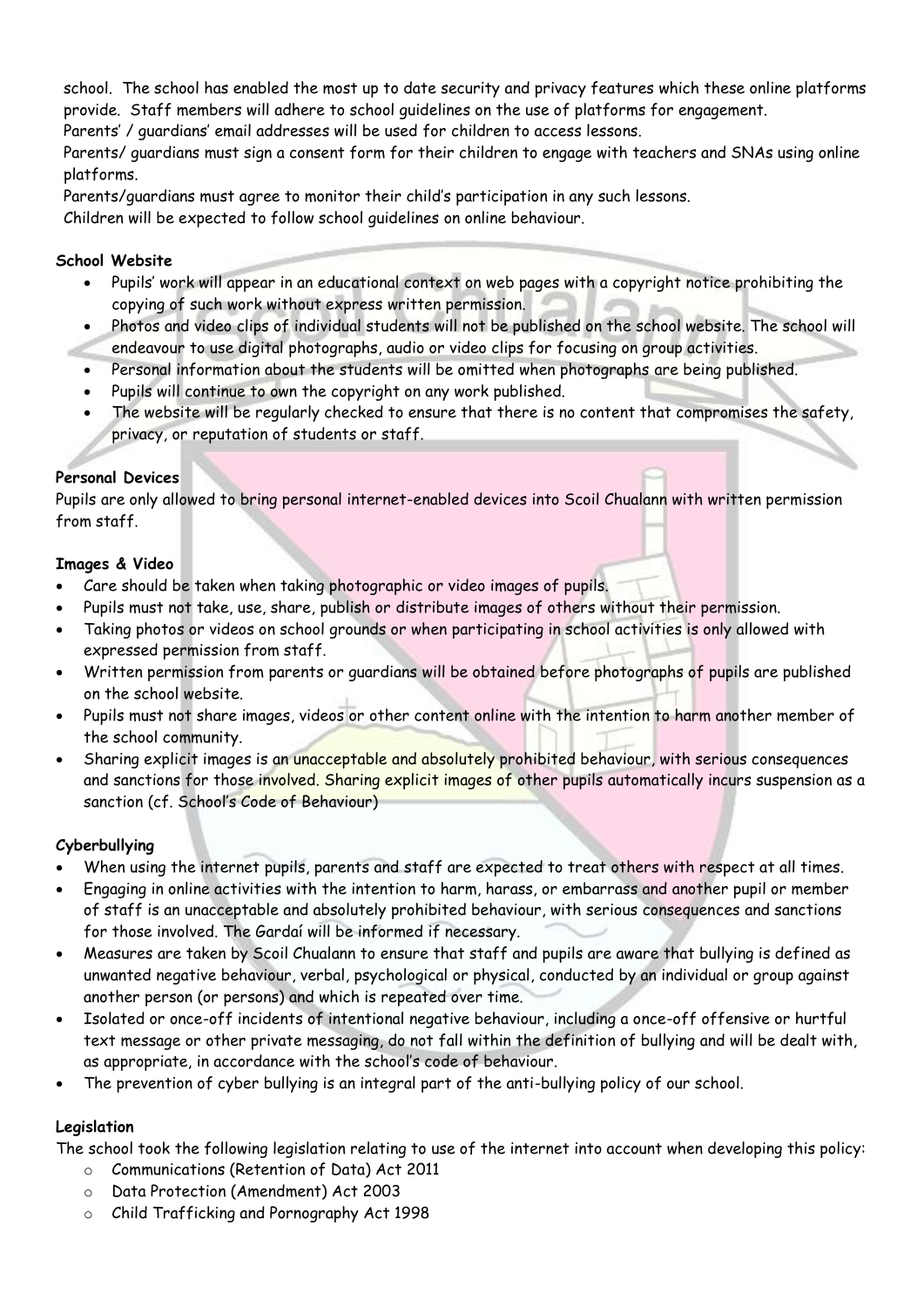school. The school has enabled the most up to date security and privacy features which these online platforms provide. Staff members will adhere to school guidelines on the use of platforms for engagement.
Parents' / guardians' email addresses will be used for children to access lessons.
Parents/ guardians must sign a consent form for their children to engage with teachers and SNAs using online platforms.
Parents/guardians must agree to monitor their child's participation in any such lessons.
Children will be expected to follow school guidelines on online behaviour.

**School Website**

- Pupils' work will appear in an educational context on web pages with a copyright notice prohibiting the copying of such work without express written permission.
- Photos and video clips of individual students will not be published on the school website. The school will endeavour to use digital photographs, audio or video clips for focusing on group activities.
- Personal information about the students will be omitted when photographs are being published.
- Pupils will continue to own the copyright on any work published.
- The website will be regularly checked to ensure that there is no content that compromises the safety, privacy, or reputation of students or staff.

**Personal Devices**

Pupils are only allowed to bring personal internet-enabled devices into Scoil Chualann with written permission from staff.

**Images & Video**

- Care should be taken when taking photographic or video images of pupils.
- Pupils must not take, use, share, publish or distribute images of others without their permission.
- Taking photos or videos on school grounds or when participating in school activities is only allowed with expressed permission from staff.
- Written permission from parents or guardians will be obtained before photographs of pupils are published on the school website.
- Pupils must not share images, videos or other content online with the intention to harm another member of the school community.
- Sharing explicit images is an unacceptable and absolutely prohibited behaviour, with serious consequences and sanctions for those involved. Sharing explicit images of other pupils automatically incurs suspension as a sanction (cf. School's Code of Behaviour)

**Cyberbullying**

- When using the internet pupils, parents and staff are expected to treat others with respect at all times.
- Engaging in online activities with the intention to harm, harass, or embarrass and another pupil or member of staff is an unacceptable and absolutely prohibited behaviour, with serious consequences and sanctions for those involved. The Gardaí will be informed if necessary.
- Measures are taken by Scoil Chualann to ensure that staff and pupils are aware that bullying is defined as unwanted negative behaviour, verbal, psychological or physical, conducted by an individual or group against another person (or persons) and which is repeated over time.
- Isolated or once-off incidents of intentional negative behaviour, including a once-off offensive or hurtful text message or other private messaging, do not fall within the definition of bullying and will be dealt with, as appropriate, in accordance with the school's code of behaviour.
- The prevention of cyber bullying is an integral part of the anti-bullying policy of our school.

**Legislation**

The school took the following legislation relating to use of the internet into account when developing this policy:

- Communications (Retention of Data) Act 2011
- Data Protection (Amendment) Act 2003
- Child Trafficking and Pornography Act 1998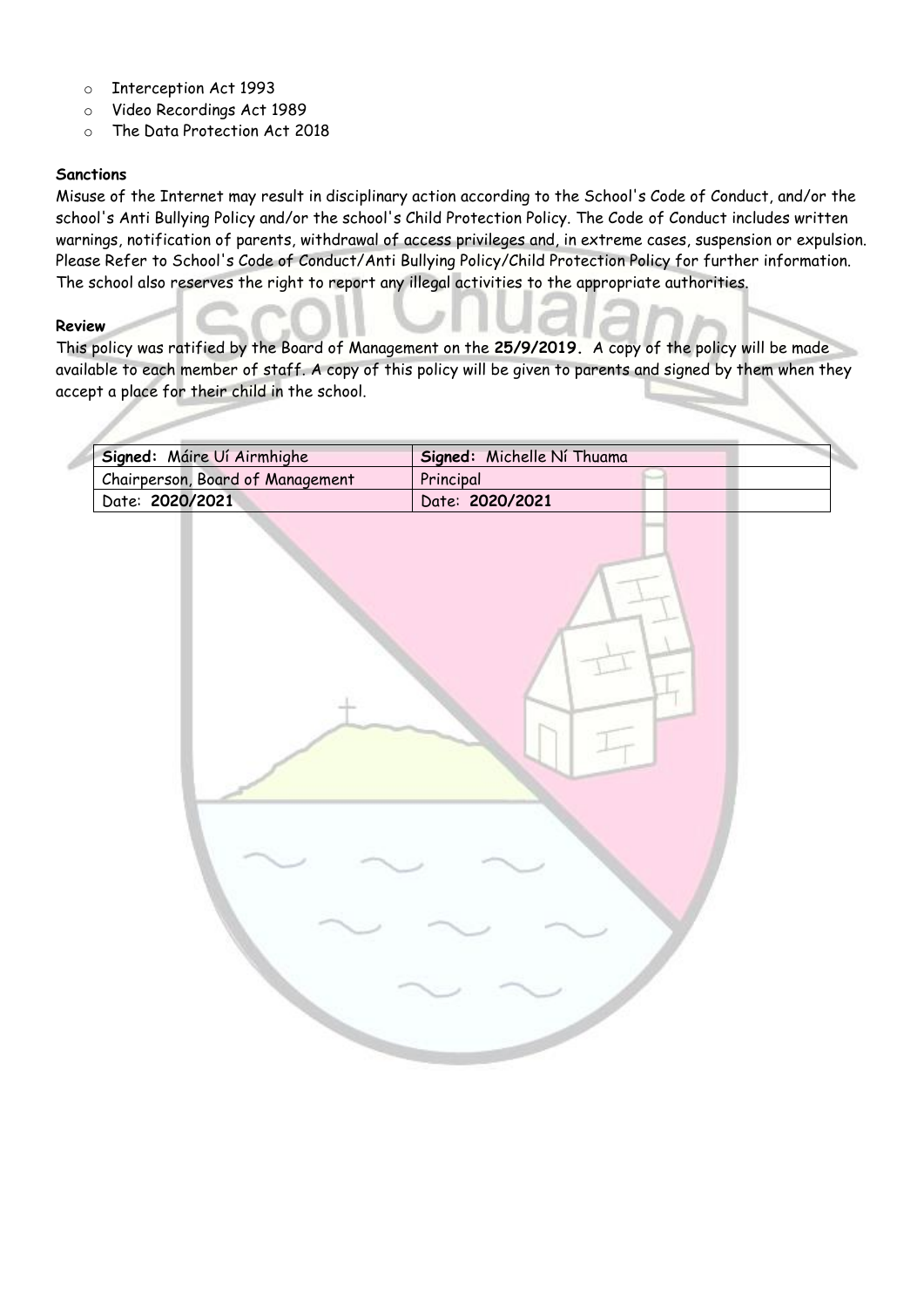- Interception Act 1993
- Video Recordings Act 1989
- The Data Protection Act 2018

**Sanctions**

Misuse of the Internet may result in disciplinary action according to the School's Code of Conduct, and/or the school's Anti Bullying Policy and/or the school's Child Protection Policy. The Code of Conduct includes written warnings, notification of parents, withdrawal of access privileges and, in extreme cases, suspension or expulsion. Please Refer to School's Code of Conduct/Anti Bullying Policy/Child Protection Policy for further information. The school also reserves the right to report any illegal activities to the appropriate authorities.

**Review**

This policy was ratified by the Board of Management on the **25/9/2019.** A copy of the policy will be made available to each member of staff. A copy of this policy will be given to parents and signed by them when they accept a place for their child in the school.

| **Signed:** Máire Uí Airmhighe | **Signed:** Michelle Ní Thuama |
| --- | --- |
| Chairperson, Board of Management | Principal |
| Date: **2020/2021** | Date: **2020/2021** |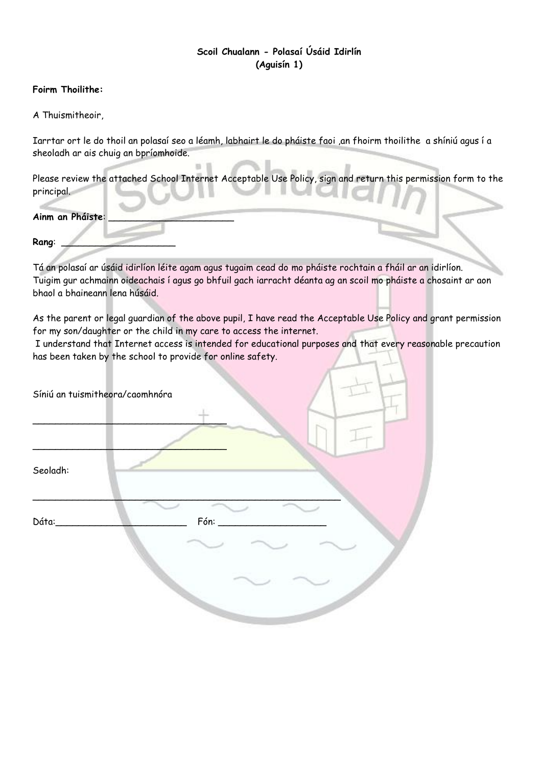**Scoil Chualann - Polasaí Úsáid Idirlín**
**(Aguisín 1)**

**Foirm Thoilithe:**

A Thuismitheoir,

Iarrtar ort le do thoil an polasaí seo a léamh, labhairt le do pháiste faoi ,an fhoirm thoilithe a shíniú agus í a sheoladh ar ais chuig an bpríomhoide.

Please review the attached School Internet Acceptable Use Policy, sign and return this permission form to the principal.

**Ainm an Pháiste**: ______________________

**Rang**: ____________________

Tá an polasaí ar úsáid idirlíon léite agam agus tugaim cead do mo pháiste rochtain a fháil ar an idirlíon.
Tuigim gur achmainn oideachais í agus go bhfuil gach iarracht déanta ag an scoil mo pháiste a chosaint ar aon bhaol a bhaineann lena húsáid.

As the parent or legal guardian of the above pupil, I have read the Acceptable Use Policy and grant permission for my son/daughter or the child in my care to access the internet.
I understand that Internet access is intended for educational purposes and that every reasonable precaution has been taken by the school to provide for online safety.

Síniú an tuismitheora/caomhnóra

_________________________________

_________________________________

Seoladh:

_____________________________________________________

Dáta:______________________ Fón: __________________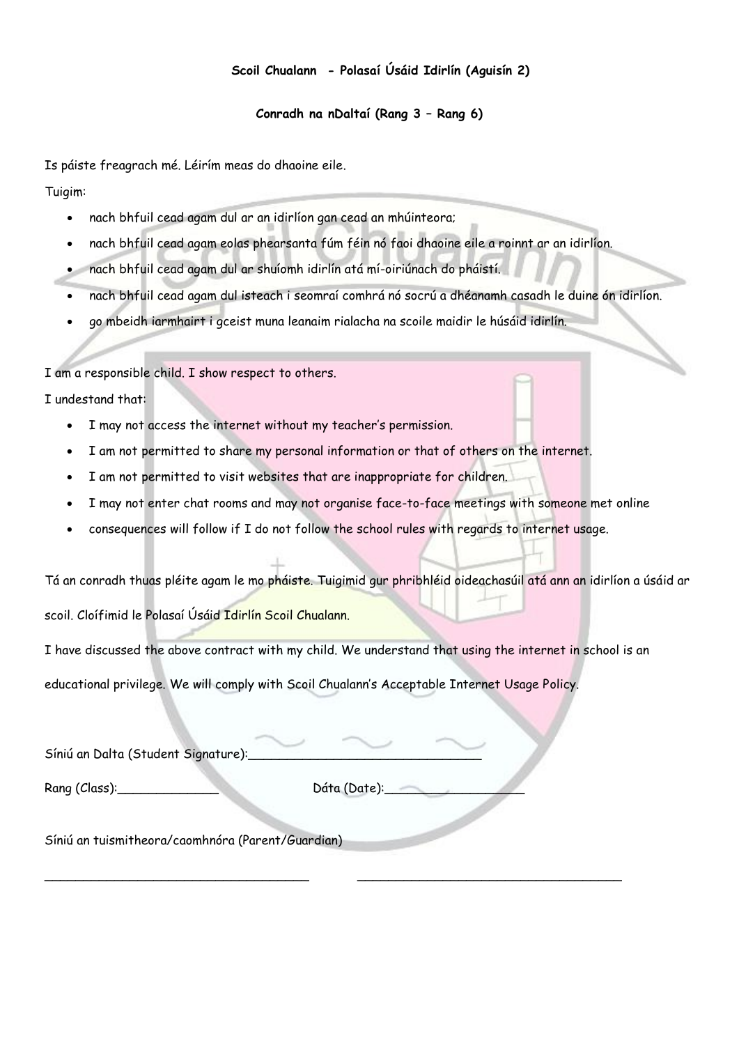**Scoil Chualann - Polasaí Úsáid Idirlín (Aguisín 2)**

**Conradh na nDaltaí (Rang 3 – Rang 6)**

Is páiste freagrach mé. Léirím meas do dhaoine eile.

Tuigim:

- nach bhfuil cead agam dul ar an idirlíon gan cead an mhúinteora;
- nach bhfuil cead agam eolas phearsanta fúm féin nó faoi dhaoine eile a roinnt ar an idirlíon.
- nach bhfuil cead agam dul ar shuíomh idirlín atá mí-oiriúnach do pháistí.
- nach bhfuil cead agam dul isteach i seomraí comhrá nó socrú a dhéanamh casadh le duine ón idirlíon.
- go mbeidh iarmhairt i gceist muna leanaim rialacha na scoile maidir le húsáid idirlín.

I am a responsible child. I show respect to others.

I undestand that:

- I may not access the internet without my teacher's permission.
- I am not permitted to share my personal information or that of others on the internet.
- I am not permitted to visit websites that are inappropriate for children.
- I may not enter chat rooms and may not organise face-to-face meetings with someone met online
- consequences will follow if I do not follow the school rules with regards to internet usage.

Tá an conradh thuas pléite agam le mo pháiste. Tuigimid gur phribhléid oideachasúil atá ann an idirlíon a úsáid ar scoil. Cloífimid le Polasaí Úsáid Idirlín Scoil Chualann.

I have discussed the above contract with my child. We understand that using the internet in school is an educational privilege. We will comply with Scoil Chualann's Acceptable Internet Usage Policy.

Síniú an Dalta (Student Signature):_______________________________

Rang (Class):______________ Dáta (Date):___________________

Síniú an tuismitheora/caomhnóra (Parent/Guardian)

____________________________________ ____________________________________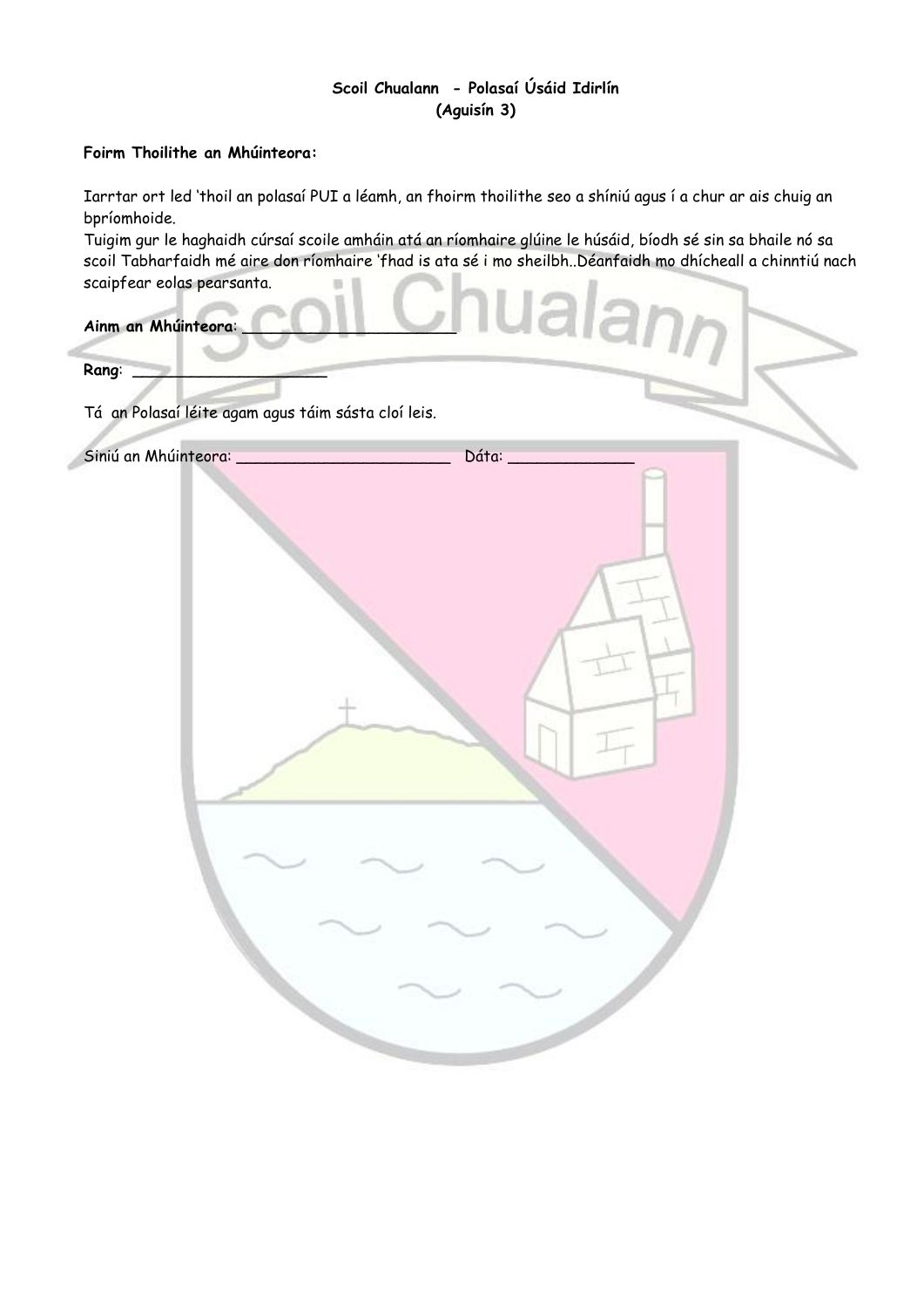**Scoil Chualann - Polasaí Úsáid Idirlín**
**(Aguisín 3)**

**Foirm Thoilithe an Mhúinteora:**

Iarrtar ort led 'thoil an polasaí PUI a léamh, an fhoirm thoilithe seo a shíniú agus í a chur ar ais chuig an bpríomhoide.
Tuigim gur le haghaidh cúrsaí scoile amháin atá an ríomhaire glúine le húsáid, bíodh sé sin sa bhaile nó sa scoil Tabharfaidh mé aire don ríomhaire 'fhad is ata sé i mo sheilbh..Déanfaidh mo dhícheall a chinntiú nach scaipfear eolas pearsanta.

**Ainm an Mhúinteora**: ______________________

**Rang**: ____________________

Tá an Polasaí léite agam agus táim sásta cloí leis.

Siniú an Mhúinteora: ______________________ Dáta: _____________